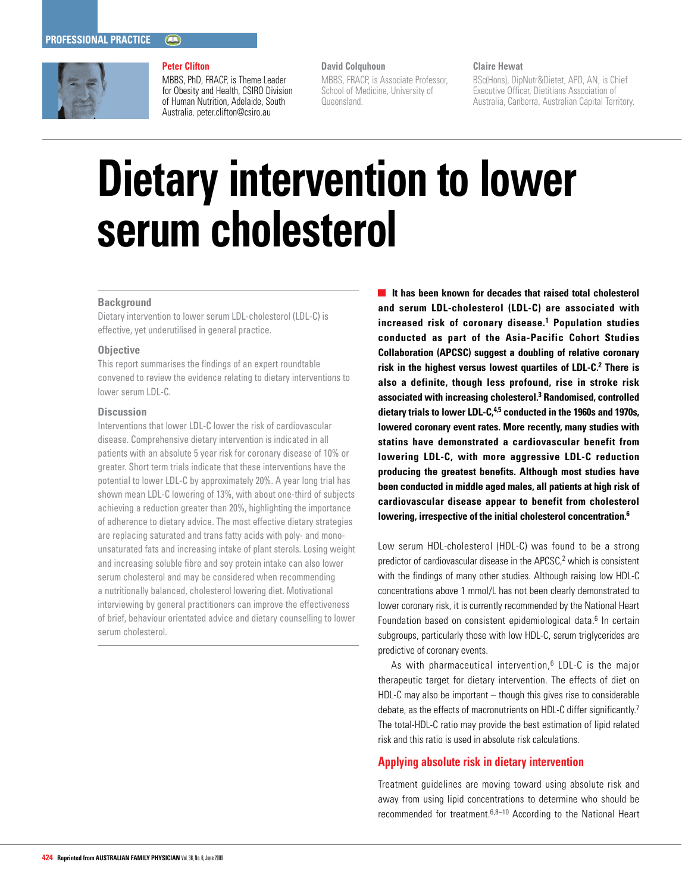PROFESSIONAL PRACTICE

**Peter Clifton**
MBBS, PhD, FRACP, is Theme Leader for Obesity and Health, CSIRO Division of Human Nutrition, Adelaide, South Australia. peter.clifton@csiro.au

**David Colquhoun**
MBBS, FRACP, is Associate Professor, School of Medicine, University of Queensland.

**Claire Hewat**
BSc(Hons), DipNutr&Diet, APD, AN, is Chief Executive Officer, Dietitians Association of Australia, Canberra, Australian Capital Territory.

# Dietary intervention to lower serum cholesterol

### Background

Dietary intervention to lower serum LDL-cholesterol (LDL-C) is effective, yet underutilised in general practice.

### Objective

This report summarises the findings of an expert roundtable convened to review the evidence relating to dietary interventions to lower serum LDL-C.

### Discussion

Interventions that lower LDL-C lower the risk of cardiovascular disease. Comprehensive dietary intervention is indicated in all patients with an absolute 5 year risk for coronary disease of 10% or greater. Short term trials indicate that these interventions have the potential to lower LDL-C by approximately 20%. A year long trial has shown mean LDL-C lowering of 13%, with about one-third of subjects achieving a reduction greater than 20%, highlighting the importance of adherence to dietary advice. The most effective dietary strategies are replacing saturated and trans fatty acids with poly- and mono-unsaturated fats and increasing intake of plant sterols. Losing weight and increasing soluble fibre and soy protein intake can also lower serum cholesterol and may be considered when recommending a nutritionally balanced, cholesterol lowering diet. Motivational interviewing by general practitioners can improve the effectiveness of brief, behaviour orientated advice and dietary counselling to lower serum cholesterol.

**It has been known for decades that raised total cholesterol and serum LDL-cholesterol (LDL-C) are associated with increased risk of coronary disease.[1] Population studies conducted as part of the Asia-Pacific Cohort Studies Collaboration (APCSC) suggest a doubling of relative coronary risk in the highest versus lowest quartiles of LDL-C.[2] There is also a definite, though less profound, rise in stroke risk associated with increasing cholesterol.[3] Randomised, controlled dietary trials to lower LDL-C,[4,5] conducted in the 1960s and 1970s, lowered coronary event rates. More recently, many studies with statins have demonstrated a cardiovascular benefit from lowering LDL-C, with more aggressive LDL-C reduction producing the greatest benefits. Although most studies have been conducted in middle aged males, all patients at high risk of cardiovascular disease appear to benefit from cholesterol lowering, irrespective of the initial cholesterol concentration.[6]**

Low serum HDL-cholesterol (HDL-C) was found to be a strong predictor of cardiovascular disease in the APCSC,[2] which is consistent with the findings of many other studies. Although raising low HDL-C concentrations above 1 mmol/L has not been clearly demonstrated to lower coronary risk, it is currently recommended by the National Heart Foundation based on consistent epidemiological data.[6] In certain subgroups, particularly those with low HDL-C, serum triglycerides are predictive of coronary events.

As with pharmaceutical intervention,[6] LDL-C is the major therapeutic target for dietary intervention. The effects of diet on HDL-C may also be important – though this gives rise to considerable debate, as the effects of macronutrients on HDL-C differ significantly.[7] The total-HDL-C ratio may provide the best estimation of lipid related risk and this ratio is used in absolute risk calculations.

## Applying absolute risk in dietary intervention

Treatment guidelines are moving toward using absolute risk and away from using lipid concentrations to determine who should be recommended for treatment.[6,8–10] According to the National Heart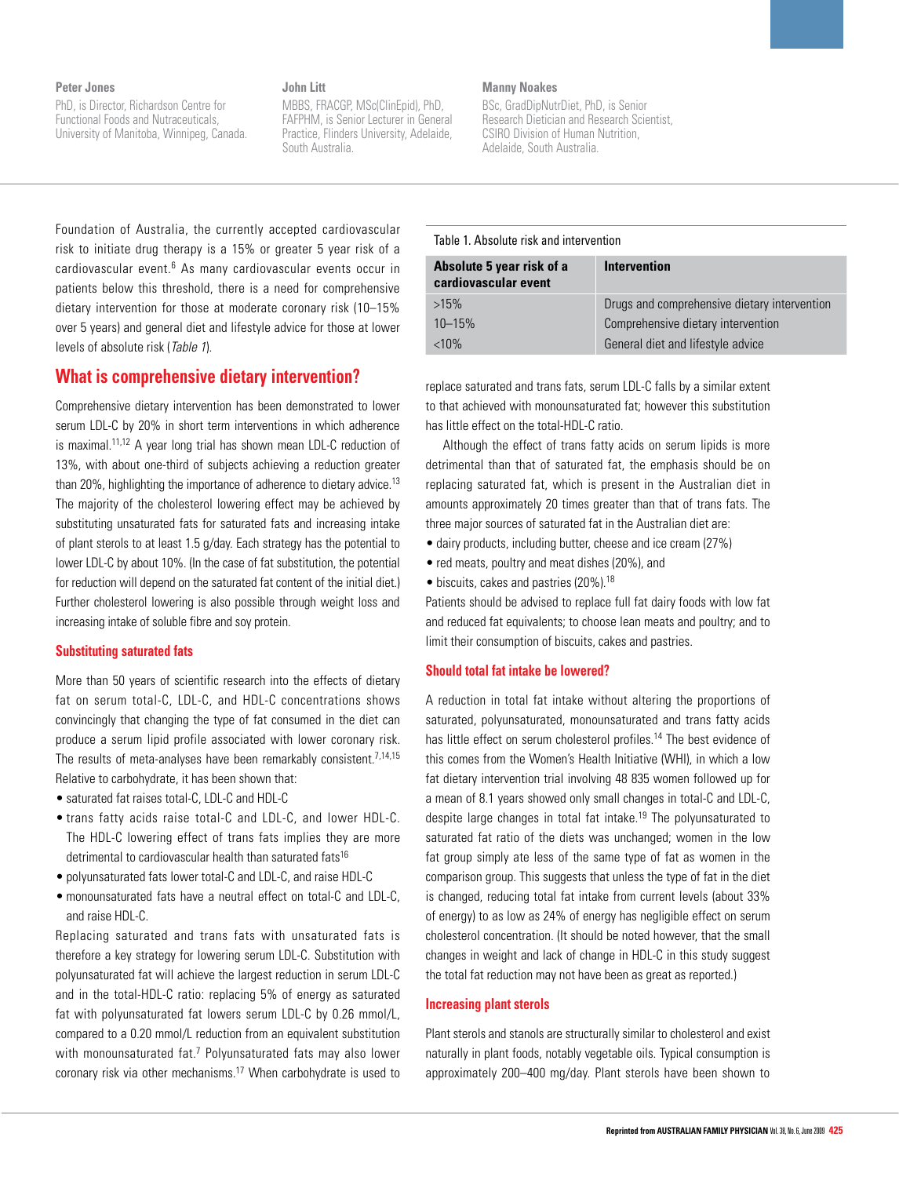**Peter Jones**
PhD, is Director, Richardson Centre for Functional Foods and Nutraceuticals, University of Manitoba, Winnipeg, Canada.

**John Litt**
MBBS, FRACGP, MSc(ClinEpid), PhD, FAFPHM, is Senior Lecturer in General Practice, Flinders University, Adelaide, South Australia.

**Manny Noakes**
BSc, GradDipNutrDiet, PhD, is Senior Research Dietician and Research Scientist, CSIRO Division of Human Nutrition, Adelaide, South Australia.

Foundation of Australia, the currently accepted cardiovascular risk to initiate drug therapy is a 15% or greater 5 year risk of a cardiovascular event.[6] As many cardiovascular events occur in patients below this threshold, there is a need for comprehensive dietary intervention for those at moderate coronary risk (10–15% over 5 years) and general diet and lifestyle advice for those at lower levels of absolute risk (*Table 1*).

Table 1. Absolute risk and intervention

| Absolute 5 year risk of a cardiovascular event | Intervention |
|---|---|
| >15% | Drugs and comprehensive dietary intervention |
| 10–15% | Comprehensive dietary intervention |
| <10% | General diet and lifestyle advice |

## What is comprehensive dietary intervention?

Comprehensive dietary intervention has been demonstrated to lower serum LDL-C by 20% in short term interventions in which adherence is maximal.[11,12] A year long trial has shown mean LDL-C reduction of 13%, with about one-third of subjects achieving a reduction greater than 20%, highlighting the importance of adherence to dietary advice.[13] The majority of the cholesterol lowering effect may be achieved by substituting unsaturated fats for saturated fats and increasing intake of plant sterols to at least 1.5 g/day. Each strategy has the potential to lower LDL-C by about 10%. (In the case of fat substitution, the potential for reduction will depend on the saturated fat content of the initial diet.) Further cholesterol lowering is also possible through weight loss and increasing intake of soluble fibre and soy protein.

### Substituting saturated fats

More than 50 years of scientific research into the effects of dietary fat on serum total-C, LDL-C, and HDL-C concentrations shows convincingly that changing the type of fat consumed in the diet can produce a serum lipid profile associated with lower coronary risk. The results of meta-analyses have been remarkably consistent.[7,14,15] Relative to carbohydrate, it has been shown that:

- saturated fat raises total-C, LDL-C and HDL-C
- trans fatty acids raise total-C and LDL-C, and lower HDL-C. The HDL-C lowering effect of trans fats implies they are more detrimental to cardiovascular health than saturated fats[16]
- polyunsaturated fats lower total-C and LDL-C, and raise HDL-C
- monounsaturated fats have a neutral effect on total-C and LDL-C, and raise HDL-C.

Replacing saturated and trans fats with unsaturated fats is therefore a key strategy for lowering serum LDL-C. Substitution with polyunsaturated fat will achieve the largest reduction in serum LDL-C and in the total-HDL-C ratio: replacing 5% of energy as saturated fat with polyunsaturated fat lowers serum LDL-C by 0.26 mmol/L, compared to a 0.20 mmol/L reduction from an equivalent substitution with monounsaturated fat.[7] Polyunsaturated fats may also lower coronary risk via other mechanisms.[17] When carbohydrate is used to replace saturated and trans fats, serum LDL-C falls by a similar extent to that achieved with monounsaturated fat; however this substitution has little effect on the total-HDL-C ratio.

Although the effect of trans fatty acids on serum lipids is more detrimental than that of saturated fat, the emphasis should be on replacing saturated fat, which is present in the Australian diet in amounts approximately 20 times greater than that of trans fats. The three major sources of saturated fat in the Australian diet are:

- dairy products, including butter, cheese and ice cream (27%)
- red meats, poultry and meat dishes (20%), and
- biscuits, cakes and pastries (20%).[18]

Patients should be advised to replace full fat dairy foods with low fat and reduced fat equivalents; to choose lean meats and poultry; and to limit their consumption of biscuits, cakes and pastries.

### Should total fat intake be lowered?

A reduction in total fat intake without altering the proportions of saturated, polyunsaturated, monounsaturated and trans fatty acids has little effect on serum cholesterol profiles.[14] The best evidence of this comes from the Women's Health Initiative (WHI), in which a low fat dietary intervention trial involving 48 835 women followed up for a mean of 8.1 years showed only small changes in total-C and LDL-C, despite large changes in total fat intake.[19] The polyunsaturated to saturated fat ratio of the diets was unchanged; women in the low fat group simply ate less of the same type of fat as women in the comparison group. This suggests that unless the type of fat in the diet is changed, reducing total fat intake from current levels (about 33% of energy) to as low as 24% of energy has negligible effect on serum cholesterol concentration. (It should be noted however, that the small changes in weight and lack of change in HDL-C in this study suggest the total fat reduction may not have been as great as reported.)

### Increasing plant sterols

Plant sterols and stanols are structurally similar to cholesterol and exist naturally in plant foods, notably vegetable oils. Typical consumption is approximately 200–400 mg/day. Plant sterols have been shown to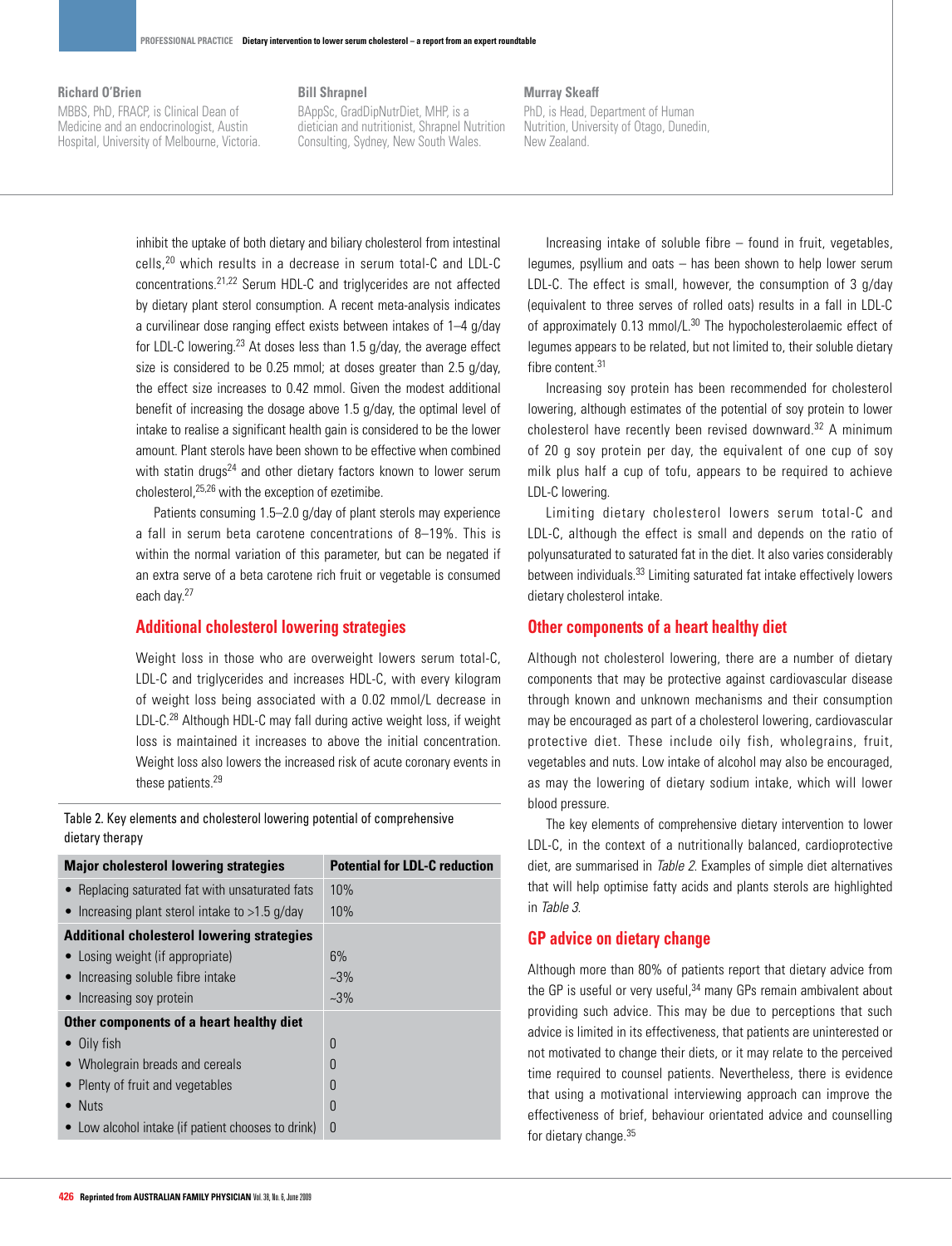**Richard O'Brien**
MBBS, PhD, FRACP, is Clinical Dean of Medicine and an endocrinologist, Austin Hospital, University of Melbourne, Victoria.

**Bill Shrapnel**
BAppSc, GradDipNutrDiet, MHP, is a dietician and nutritionist, Shrapnel Nutrition Consulting, Sydney, New South Wales.

**Murray Skeaff**
PhD, is Head, Department of Human Nutrition, University of Otago, Dunedin, New Zealand.

inhibit the uptake of both dietary and biliary cholesterol from intestinal cells,[20] which results in a decrease in serum total-C and LDL-C concentrations.[21,22] Serum HDL-C and triglycerides are not affected by dietary plant sterol consumption. A recent meta-analysis indicates a curvilinear dose ranging effect exists between intakes of 1–4 g/day for LDL-C lowering.[23] At doses less than 1.5 g/day, the average effect size is considered to be 0.25 mmol; at doses greater than 2.5 g/day, the effect size increases to 0.42 mmol. Given the modest additional benefit of increasing the dosage above 1.5 g/day, the optimal level of intake to realise a significant health gain is considered to be the lower amount. Plant sterols have been shown to be effective when combined with statin drugs[24] and other dietary factors known to lower serum cholesterol,[25,26] with the exception of ezetimibe.

Patients consuming 1.5–2.0 g/day of plant sterols may experience a fall in serum beta carotene concentrations of 8–19%. This is within the normal variation of this parameter, but can be negated if an extra serve of a beta carotene rich fruit or vegetable is consumed each day.[27]

## Additional cholesterol lowering strategies

Weight loss in those who are overweight lowers serum total-C, LDL-C and triglycerides and increases HDL-C, with every kilogram of weight loss being associated with a 0.02 mmol/L decrease in LDL-C.[28] Although HDL-C may fall during active weight loss, if weight loss is maintained it increases to above the initial concentration. Weight loss also lowers the increased risk of acute coronary events in these patients.[29]

Table 2. Key elements and cholesterol lowering potential of comprehensive dietary therapy

| Major cholesterol lowering strategies | Potential for LDL-C reduction |
|---|---|
| • Replacing saturated fat with unsaturated fats | 10% |
| • Increasing plant sterol intake to >1.5 g/day | 10% |
| **Additional cholesterol lowering strategies** | |
| • Losing weight (if appropriate) | 6% |
| • Increasing soluble fibre intake | ~3% |
| • Increasing soy protein | ~3% |
| **Other components of a heart healthy diet** | |
| • Oily fish | 0 |
| • Wholegrain breads and cereals | 0 |
| • Plenty of fruit and vegetables | 0 |
| • Nuts | 0 |
| • Low alcohol intake (if patient chooses to drink) | 0 |

Increasing intake of soluble fibre – found in fruit, vegetables, legumes, psyllium and oats – has been shown to help lower serum LDL-C. The effect is small, however, the consumption of 3 g/day (equivalent to three serves of rolled oats) results in a fall in LDL-C of approximately 0.13 mmol/L.[30] The hypocholesterolaemic effect of legumes appears to be related, but not limited to, their soluble dietary fibre content.[31]

Increasing soy protein has been recommended for cholesterol lowering, although estimates of the potential of soy protein to lower cholesterol have recently been revised downward.[32] A minimum of 20 g soy protein per day, the equivalent of one cup of soy milk plus half a cup of tofu, appears to be required to achieve LDL-C lowering.

Limiting dietary cholesterol lowers serum total-C and LDL-C, although the effect is small and depends on the ratio of polyunsaturated to saturated fat in the diet. It also varies considerably between individuals.[33] Limiting saturated fat intake effectively lowers dietary cholesterol intake.

## Other components of a heart healthy diet

Although not cholesterol lowering, there are a number of dietary components that may be protective against cardiovascular disease through known and unknown mechanisms and their consumption may be encouraged as part of a cholesterol lowering, cardiovascular protective diet. These include oily fish, wholegrains, fruit, vegetables and nuts. Low intake of alcohol may also be encouraged, as may the lowering of dietary sodium intake, which will lower blood pressure.

The key elements of comprehensive dietary intervention to lower LDL-C, in the context of a nutritionally balanced, cardioprotective diet, are summarised in *Table 2*. Examples of simple diet alternatives that will help optimise fatty acids and plants sterols are highlighted in *Table 3*.

## GP advice on dietary change

Although more than 80% of patients report that dietary advice from the GP is useful or very useful,[34] many GPs remain ambivalent about providing such advice. This may be due to perceptions that such advice is limited in its effectiveness, that patients are uninterested or not motivated to change their diets, or it may relate to the perceived time required to counsel patients. Nevertheless, there is evidence that using a motivational interviewing approach can improve the effectiveness of brief, behaviour orientated advice and counselling for dietary change.[35]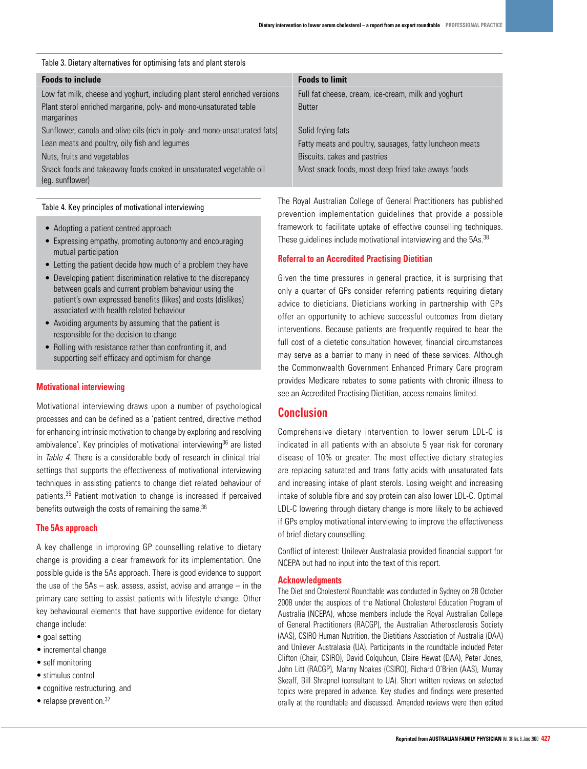Table 3. Dietary alternatives for optimising fats and plant sterols

| Foods to include | Foods to limit |
|---|---|
| Low fat milk, cheese and yoghurt, including plant sterol enriched versions | Full fat cheese, cream, ice-cream, milk and yoghurt |
| Plant sterol enriched margarine, poly- and mono-unsaturated table margarines | Butter |
| Sunflower, canola and olive oils (rich in poly- and mono-unsaturated fats) | Solid frying fats |
| Lean meats and poultry, oily fish and legumes | Fatty meats and poultry, sausages, fatty luncheon meats |
| Nuts, fruits and vegetables | Biscuits, cakes and pastries |
| Snack foods and takeaway foods cooked in unsaturated vegetable oil (eg. sunflower) | Most snack foods, most deep fried take aways foods |

Table 4. Key principles of motivational interviewing

- Adopting a patient centred approach
- Expressing empathy, promoting autonomy and encouraging mutual participation
- Letting the patient decide how much of a problem they have
- Developing patient discrimination relative to the discrepancy between goals and current problem behaviour using the patient's own expressed benefits (likes) and costs (dislikes) associated with health related behaviour
- Avoiding arguments by assuming that the patient is responsible for the decision to change
- Rolling with resistance rather than confronting it, and supporting self efficacy and optimism for change

## Motivational interviewing

Motivational interviewing draws upon a number of psychological processes and can be defined as a 'patient centred, directive method for enhancing intrinsic motivation to change by exploring and resolving ambivalence'. Key principles of motivational interviewing[36] are listed in *Table 4*. There is a considerable body of research in clinical trial settings that supports the effectiveness of motivational interviewing techniques in assisting patients to change diet related behaviour of patients.[35] Patient motivation to change is increased if perceived benefits outweigh the costs of remaining the same.[36]

## The 5As approach

A key challenge in improving GP counselling relative to dietary change is providing a clear framework for its implementation. One possible guide is the 5As approach. There is good evidence to support the use of the 5As – ask, assess, assist, advise and arrange – in the primary care setting to assist patients with lifestyle change. Other key behavioural elements that have supportive evidence for dietary change include:

- goal setting
- incremental change
- self monitoring
- stimulus control
- cognitive restructuring, and
- relapse prevention.[37]

The Royal Australian College of General Practitioners has published prevention implementation guidelines that provide a possible framework to facilitate uptake of effective counselling techniques. These guidelines include motivational interviewing and the 5As.[38]

## Referral to an Accredited Practising Dietitian

Given the time pressures in general practice, it is surprising that only a quarter of GPs consider referring patients requiring dietary advice to dieticians. Dieticians working in partnership with GPs offer an opportunity to achieve successful outcomes from dietary interventions. Because patients are frequently required to bear the full cost of a dietetic consultation however, financial circumstances may serve as a barrier to many in need of these services. Although the Commonwealth Government Enhanced Primary Care program provides Medicare rebates to some patients with chronic illness to see an Accredited Practising Dietitian, access remains limited.

# Conclusion

Comprehensive dietary intervention to lower serum LDL-C is indicated in all patients with an absolute 5 year risk for coronary disease of 10% or greater. The most effective dietary strategies are replacing saturated and trans fatty acids with unsaturated fats and increasing intake of plant sterols. Losing weight and increasing intake of soluble fibre and soy protein can also lower LDL-C. Optimal LDL-C lowering through dietary change is more likely to be achieved if GPs employ motivational interviewing to improve the effectiveness of brief dietary counselling.

Conflict of interest: Unilever Australasia provided financial support for NCEPA but had no input into the text of this report.

## Acknowledgments

The Diet and Cholesterol Roundtable was conducted in Sydney on 28 October 2008 under the auspices of the National Cholesterol Education Program of Australia (NCEPA), whose members include the Royal Australian College of General Practitioners (RACGP), the Australian Atherosclerosis Society (AAS), CSIRO Human Nutrition, the Dietitians Association of Australia (DAA) and Unilever Australasia (UA). Participants in the roundtable included Peter Clifton (Chair, CSIRO), David Colquhoun, Claire Hewat (DAA), Peter Jones, John Litt (RACGP), Manny Noakes (CSIRO), Richard O'Brien (AAS), Murray Skeaff, Bill Shrapnel (consultant to UA). Short written reviews on selected topics were prepared in advance. Key studies and findings were presented orally at the roundtable and discussed. Amended reviews were then edited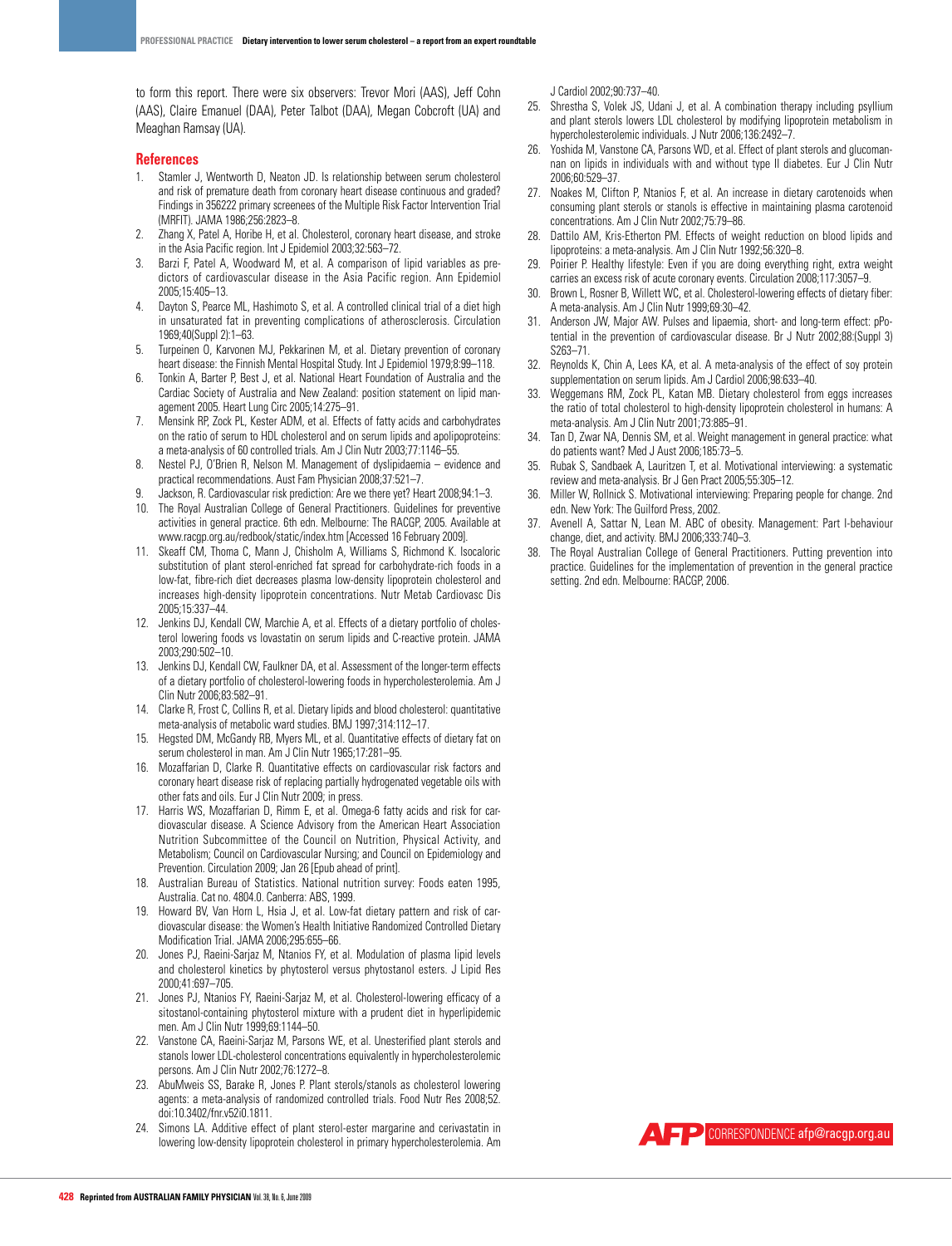to form this report. There were six observers: Trevor Mori (AAS), Jeff Cohn (AAS), Claire Emanuel (DAA), Peter Talbot (DAA), Megan Cobcroft (UA) and Meaghan Ramsay (UA).

## References

1. Stamler J, Wentworth D, Neaton JD. Is relationship between serum cholesterol and risk of premature death from coronary heart disease continuous and graded? Findings in 356222 primary screenees of the Multiple Risk Factor Intervention Trial (MRFIT). JAMA 1986;256:2823–8.
2. Zhang X, Patel A, Horibe H, et al. Cholesterol, coronary heart disease, and stroke in the Asia Pacific region. Int J Epidemiol 2003;32:563–72.
3. Barzi F, Patel A, Woodward M, et al. A comparison of lipid variables as predictors of cardiovascular disease in the Asia Pacific region. Ann Epidemiol 2005;15:405–13.
4. Dayton S, Pearce ML, Hashimoto S, et al. A controlled clinical trial of a diet high in unsaturated fat in preventing complications of atherosclerosis. Circulation 1969;40(Suppl 2):1–63.
5. Turpeinen O, Karvonen MJ, Pekkarinen M, et al. Dietary prevention of coronary heart disease: the Finnish Mental Hospital Study. Int J Epidemiol 1979;8:99–118.
6. Tonkin A, Barter P, Best J, et al. National Heart Foundation of Australia and the Cardiac Society of Australia and New Zealand: position statement on lipid management 2005. Heart Lung Circ 2005;14:275–91.
7. Mensink RP, Zock PL, Kester ADM, et al. Effects of fatty acids and carbohydrates on the ratio of serum to HDL cholesterol and on serum lipids and apolipoproteins: a meta-analysis of 60 controlled trials. Am J Clin Nutr 2003;77:1146–55.
8. Nestel PJ, O'Brien R, Nelson M. Management of dyslipidaemia – evidence and practical recommendations. Aust Fam Physician 2008;37:521–7.
9. Jackson, R. Cardiovascular risk prediction: Are we there yet? Heart 2008;94:1–3.
10. The Royal Australian College of General Practitioners. Guidelines for preventive activities in general practice. 6th edn. Melbourne: The RACGP, 2005. Available at www.racgp.org.au/redbook/static/index.htm [Accessed 16 February 2009].
11. Skeaff CM, Thoma C, Mann J, Chisholm A, Williams S, Richmond K. Isocaloric substitution of plant sterol-enriched fat spread for carbohydrate-rich foods in a low-fat, fibre-rich diet decreases plasma low-density lipoprotein cholesterol and increases high-density lipoprotein concentrations. Nutr Metab Cardiovasc Dis 2005;15:337–44.
12. Jenkins DJ, Kendall CW, Marchie A, et al. Effects of a dietary portfolio of cholesterol lowering foods vs lovastatin on serum lipids and C-reactive protein. JAMA 2003;290:502–10.
13. Jenkins DJ, Kendall CW, Faulkner DA, et al. Assessment of the longer-term effects of a dietary portfolio of cholesterol-lowering foods in hypercholesterolemia. Am J Clin Nutr 2006;83:582–91.
14. Clarke R, Frost C, Collins R, et al. Dietary lipids and blood cholesterol: quantitative meta-analysis of metabolic ward studies. BMJ 1997;314:112–17.
15. Hegsted DM, McGandy RB, Myers ML, et al. Quantitative effects of dietary fat on serum cholesterol in man. Am J Clin Nutr 1965;17:281–95.
16. Mozaffarian D, Clarke R. Quantitative effects on cardiovascular risk factors and coronary heart disease risk of replacing partially hydrogenated vegetable oils with other fats and oils. Eur J Clin Nutr 2009; in press.
17. Harris WS, Mozaffarian D, Rimm E, et al. Omega-6 fatty acids and risk for cardiovascular disease. A Science Advisory from the American Heart Association Nutrition Subcommittee of the Council on Nutrition, Physical Activity, and Metabolism; Council on Cardiovascular Nursing; and Council on Epidemiology and Prevention. Circulation 2009; Jan 26 [Epub ahead of print].
18. Australian Bureau of Statistics. National nutrition survey: Foods eaten 1995, Australia. Cat no. 4804.0. Canberra: ABS, 1999.
19. Howard BV, Van Horn L, Hsia J, et al. Low-fat dietary pattern and risk of cardiovascular disease: the Women's Health Initiative Randomized Controlled Dietary Modification Trial. JAMA 2006;295:655–66.
20. Jones PJ, Raeini-Sarjaz M, Ntanios FY, et al. Modulation of plasma lipid levels and cholesterol kinetics by phytosterol versus phytostanol esters. J Lipid Res 2000;41:697–705.
21. Jones PJ, Ntanios FY, Raeini-Sarjaz M, et al. Cholesterol-lowering efficacy of a sitostanol-containing phytosterol mixture with a prudent diet in hyperlipidemic men. Am J Clin Nutr 1999;69:1144–50.
22. Vanstone CA, Raeini-Sarjaz M, Parsons WE, et al. Unesterified plant sterols and stanols lower LDL-cholesterol concentrations equivalently in hypercholesterolemic persons. Am J Clin Nutr 2002;76:1272–8.
23. AbuMweis SS, Barake R, Jones P. Plant sterols/stanols as cholesterol lowering agents: a meta-analysis of randomized controlled trials. Food Nutr Res 2008;52. doi:10.3402/fnr.v52i0.1811.
24. Simons LA. Additive effect of plant sterol-ester margarine and cerivastatin in lowering low-density lipoprotein cholesterol in primary hypercholesterolemia. Am J Cardiol 2002;90:737–40.
25. Shrestha S, Volek JS, Udani J, et al. A combination therapy including psyllium and plant sterols lowers LDL cholesterol by modifying lipoprotein metabolism in hypercholesterolemic individuals. J Nutr 2006;136:2492–7.
26. Yoshida M, Vanstone CA, Parsons WD, et al. Effect of plant sterols and glucomannan on lipids in individuals with and without type II diabetes. Eur J Clin Nutr 2006;60:529–37.
27. Noakes M, Clifton P, Ntanios F, et al. An increase in dietary carotenoids when consuming plant sterols or stanols is effective in maintaining plasma carotenoid concentrations. Am J Clin Nutr 2002;75:79–86.
28. Dattilo AM, Kris-Etherton PM. Effects of weight reduction on blood lipids and lipoproteins: a meta-analysis. Am J Clin Nutr 1992;56:320–8.
29. Poirier P. Healthy lifestyle: Even if you are doing everything right, extra weight carries an excess risk of acute coronary events. Circulation 2008;117:3057–9.
30. Brown L, Rosner B, Willett WC, et al. Cholesterol-lowering effects of dietary fiber: A meta-analysis. Am J Clin Nutr 1999;69:30–42.
31. Anderson JW, Major AW. Pulses and lipaemia, short- and long-term effect: pPotential in the prevention of cardiovascular disease. Br J Nutr 2002;88:(Suppl 3) S263–71.
32. Reynolds K, Chin A, Lees KA, et al. A meta-analysis of the effect of soy protein supplementation on serum lipids. Am J Cardiol 2006;98:633–40.
33. Weggemans RM, Zock PL, Katan MB. Dietary cholesterol from eggs increases the ratio of total cholesterol to high-density lipoprotein cholesterol in humans: A meta-analysis. Am J Clin Nutr 2001;73:885–91.
34. Tan D, Zwar NA, Dennis SM, et al. Weight management in general practice: what do patients want? Med J Aust 2006;185:73–5.
35. Rubak S, Sandbaek A, Lauritzen T, et al. Motivational interviewing: a systematic review and meta-analysis. Br J Gen Pract 2005;55:305–12.
36. Miller W, Rollnick S. Motivational interviewing: Preparing people for change. 2nd edn. New York: The Guilford Press, 2002.
37. Avenell A, Sattar N, Lean M. ABC of obesity. Management: Part I-behaviour change, diet, and activity. BMJ 2006;333:740–3.
38. The Royal Australian College of General Practitioners. Putting prevention into practice. Guidelines for the implementation of prevention in the general practice setting. 2nd edn. Melbourne: RACGP, 2006.

AFP CORRESPONDENCE afp@racgp.org.au